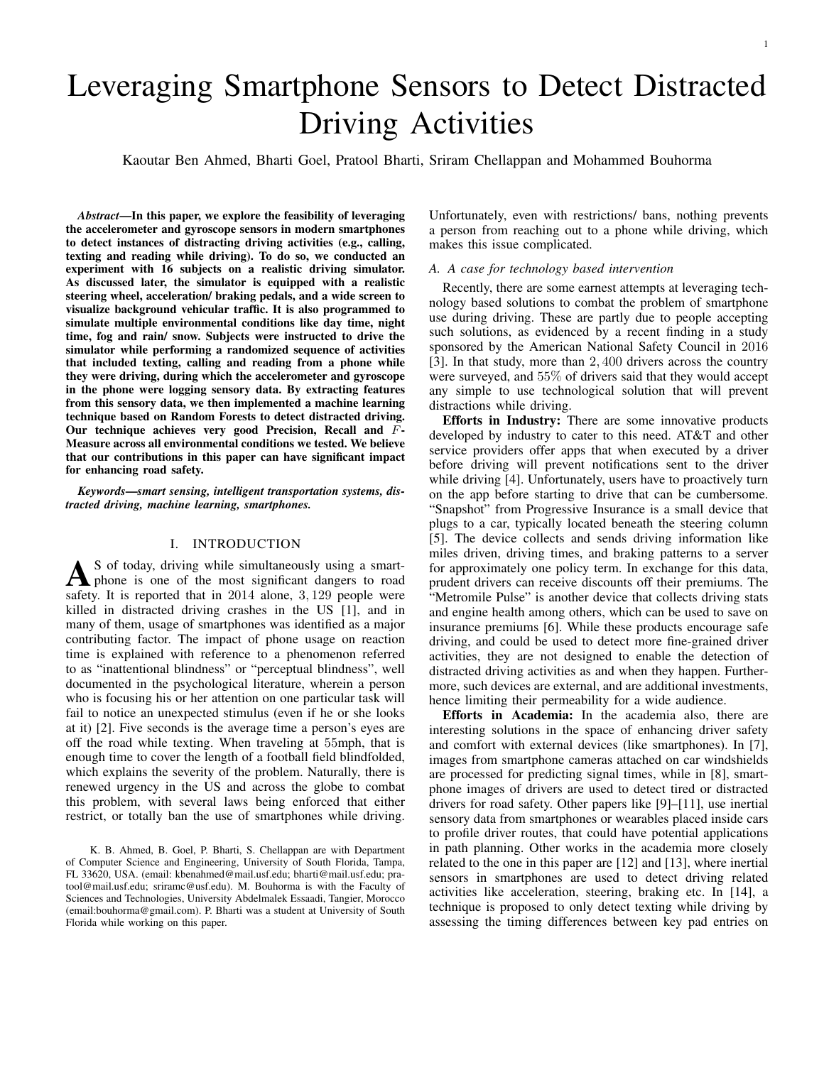# Leveraging Smartphone Sensors to Detect Distracted Driving Activities

Kaoutar Ben Ahmed, Bharti Goel, Pratool Bharti, Sriram Chellappan and Mohammed Bouhorma

***Abstract*—In this paper, we explore the feasibility of leveraging the accelerometer and gyroscope sensors in modern smartphones to detect instances of distracting driving activities (e.g., calling, texting and reading while driving). To do so, we conducted an experiment with 16 subjects on a realistic driving simulator. As discussed later, the simulator is equipped with a realistic steering wheel, acceleration/ braking pedals, and a wide screen to visualize background vehicular traffic. It is also programmed to simulate multiple environmental conditions like day time, night time, fog and rain/ snow. Subjects were instructed to drive the simulator while performing a randomized sequence of activities that included texting, calling and reading from a phone while they were driving, during which the accelerometer and gyroscope in the phone were logging sensory data. By extracting features from this sensory data, we then implemented a machine learning technique based on Random Forests to detect distracted driving. Our technique achieves very good Precision, Recall and $F$-Measure across all environmental conditions we tested. We believe that our contributions in this paper can have significant impact for enhancing road safety.**

***Keywords*—*smart sensing, intelligent transportation systems, distracted driving, machine learning, smartphones.***

## I. INTRODUCTION

As of today, driving while simultaneously using a smartphone is one of the most significant dangers to road safety. It is reported that in 2014 alone, 3,129 people were killed in distracted driving crashes in the US [1], and in many of them, usage of smartphones was identified as a major contributing factor. The impact of phone usage on reaction time is explained with reference to a phenomenon referred to as "inattentional blindness" or "perceptual blindness", well documented in the psychological literature, wherein a person who is focusing his or her attention on one particular task will fail to notice an unexpected stimulus (even if he or she looks at it) [2]. Five seconds is the average time a person's eyes are off the road while texting. When traveling at 55mph, that is enough time to cover the length of a football field blindfolded, which explains the severity of the problem. Naturally, there is renewed urgency in the US and across the globe to combat this problem, with several laws being enforced that either restrict, or totally ban the use of smartphones while driving. Unfortunately, even with restrictions/ bans, nothing prevents a person from reaching out to a phone while driving, which makes this issue complicated.

K. B. Ahmed, B. Goel, P. Bharti, S. Chellappan are with Department of Computer Science and Engineering, University of South Florida, Tampa, FL 33620, USA. (email: kbenahmed@mail.usf.edu; bharti@mail.usf.edu; pratool@mail.usf.edu; sriramc@usf.edu). M. Bouhorma is with the Faculty of Sciences and Technologies, University Abdelmalek Essaadi, Tangier, Morocco (email:bouhorma@gmail.com). P. Bharti was a student at University of South Florida while working on this paper.

### A. A case for technology based intervention

Recently, there are some earnest attempts at leveraging technology based solutions to combat the problem of smartphone use during driving. These are partly due to people accepting such solutions, as evidenced by a recent finding in a study sponsored by the American National Safety Council in 2016 [3]. In that study, more than 2,400 drivers across the country were surveyed, and 55% of drivers said that they would accept any simple to use technological solution that will prevent distractions while driving.

**Efforts in Industry:** There are some innovative products developed by industry to cater to this need. AT&T and other service providers offer apps that when executed by a driver before driving will prevent notifications sent to the driver while driving [4]. Unfortunately, users have to proactively turn on the app before starting to drive that can be cumbersome. "Snapshot" from Progressive Insurance is a small device that plugs to a car, typically located beneath the steering column [5]. The device collects and sends driving information like miles driven, driving times, and braking patterns to a server for approximately one policy term. In exchange for this data, prudent drivers can receive discounts off their premiums. The "Metromile Pulse" is another device that collects driving stats and engine health among others, which can be used to save on insurance premiums [6]. While these products encourage safe driving, and could be used to detect more fine-grained driver activities, they are not designed to enable the detection of distracted driving activities as and when they happen. Furthermore, such devices are external, and are additional investments, hence limiting their permeability for a wide audience.

**Efforts in Academia:** In the academia also, there are interesting solutions in the space of enhancing driver safety and comfort with external devices (like smartphones). In [7], images from smartphone cameras attached on car windshields are processed for predicting signal times, while in [8], smartphone images of drivers are used to detect tired or distracted drivers for road safety. Other papers like [9]–[11], use inertial sensory data from smartphones or wearables placed inside cars to profile driver routes, that could have potential applications in path planning. Other works in the academia more closely related to the one in this paper are [12] and [13], where inertial sensors in smartphones are used to detect driving related activities like acceleration, steering, braking etc. In [14], a technique is proposed to only detect texting while driving by assessing the timing differences between key pad entries on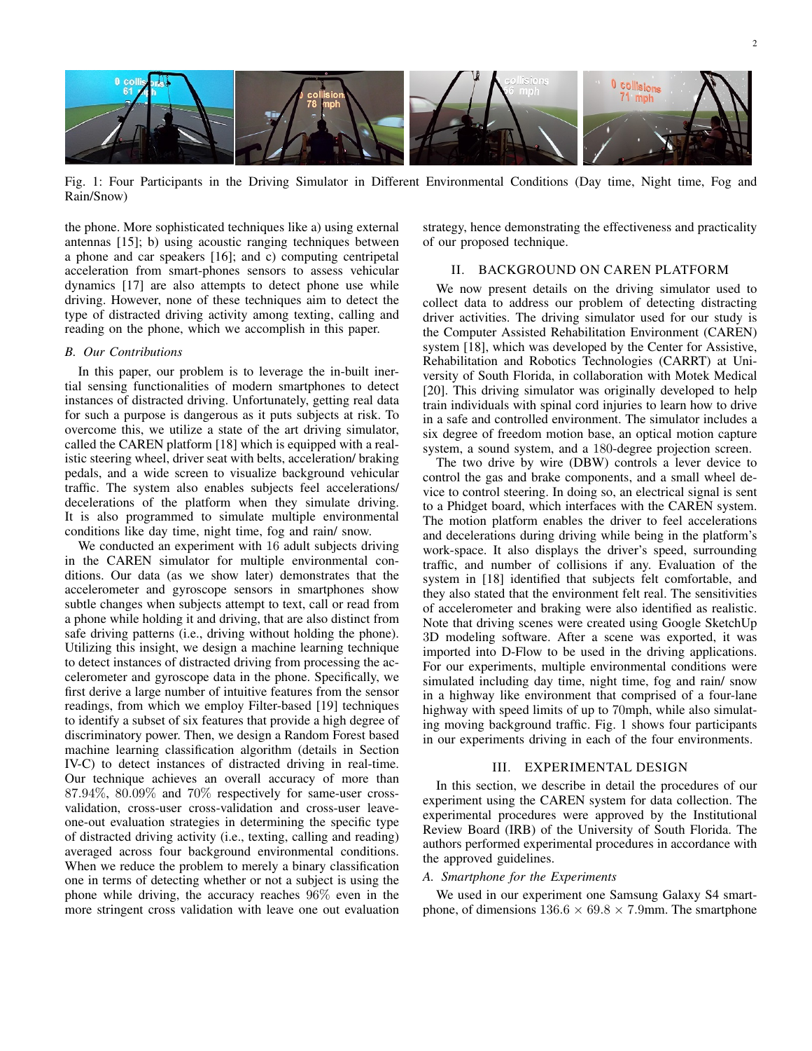Fig. 1: Four Participants in the Driving Simulator in Different Environmental Conditions (Day time, Night time, Fog and Rain/Snow)

the phone. More sophisticated techniques like a) using external antennas [15]; b) using acoustic ranging techniques between a phone and car speakers [16]; and c) computing centripetal acceleration from smart-phones sensors to assess vehicular dynamics [17] are also attempts to detect phone use while driving. However, none of these techniques aim to detect the type of distracted driving activity among texting, calling and reading on the phone, which we accomplish in this paper.

### B. Our Contributions

In this paper, our problem is to leverage the in-built inertial sensing functionalities of modern smartphones to detect instances of distracted driving. Unfortunately, getting real data for such a purpose is dangerous as it puts subjects at risk. To overcome this, we utilize a state of the art driving simulator, called the CAREN platform [18] which is equipped with a realistic steering wheel, driver seat with belts, acceleration/ braking pedals, and a wide screen to visualize background vehicular traffic. The system also enables subjects feel accelerations/ decelerations of the platform when they simulate driving. It is also programmed to simulate multiple environmental conditions like day time, night time, fog and rain/ snow.

We conducted an experiment with 16 adult subjects driving in the CAREN simulator for multiple environmental conditions. Our data (as we show later) demonstrates that the accelerometer and gyroscope sensors in smartphones show subtle changes when subjects attempt to text, call or read from a phone while holding it and driving, that are also distinct from safe driving patterns (i.e., driving without holding the phone). Utilizing this insight, we design a machine learning technique to detect instances of distracted driving from processing the accelerometer and gyroscope data in the phone. Specifically, we first derive a large number of intuitive features from the sensor readings, from which we employ Filter-based [19] techniques to identify a subset of six features that provide a high degree of discriminatory power. Then, we design a Random Forest based machine learning classification algorithm (details in Section IV-C) to detect instances of distracted driving in real-time. Our technique achieves an overall accuracy of more than 87.94%, 80.09% and 70% respectively for same-user cross-validation, cross-user cross-validation and cross-user leave-one-out evaluation strategies in determining the specific type of distracted driving activity (i.e., texting, calling and reading) averaged across four background environmental conditions. When we reduce the problem to merely a binary classification one in terms of detecting whether or not a subject is using the phone while driving, the accuracy reaches 96% even in the more stringent cross validation with leave one out evaluation strategy, hence demonstrating the effectiveness and practicality of our proposed technique.

## II. Background on CAREN Platform

We now present details on the driving simulator used to collect data to address our problem of detecting distracting driver activities. The driving simulator used for our study is the Computer Assisted Rehabilitation Environment (CAREN) system [18], which was developed by the Center for Assistive, Rehabilitation and Robotics Technologies (CARRT) at University of South Florida, in collaboration with Motek Medical [20]. This driving simulator was originally developed to help train individuals with spinal cord injuries to learn how to drive in a safe and controlled environment. The simulator includes a six degree of freedom motion base, an optical motion capture system, a sound system, and a 180-degree projection screen.

The two drive by wire (DBW) controls a lever device to control the gas and brake components, and a small wheel device to control steering. In doing so, an electrical signal is sent to a Phidget board, which interfaces with the CAREN system. The motion platform enables the driver to feel accelerations and decelerations during driving while being in the platform's work-space. It also displays the driver's speed, surrounding traffic, and number of collisions if any. Evaluation of the system in [18] identified that subjects felt comfortable, and they also stated that the environment felt real. The sensitivities of accelerometer and braking were also identified as realistic. Note that driving scenes were created using Google SketchUp 3D modeling software. After a scene was exported, it was imported into D-Flow to be used in the driving applications. For our experiments, multiple environmental conditions were simulated including day time, night time, fog and rain/ snow in a highway like environment that comprised of a four-lane highway with speed limits of up to 70mph, while also simulating moving background traffic. Fig. 1 shows four participants in our experiments driving in each of the four environments.

## III. Experimental Design

In this section, we describe in detail the procedures of our experiment using the CAREN system for data collection. The experimental procedures were approved by the Institutional Review Board (IRB) of the University of South Florida. The authors performed experimental procedures in accordance with the approved guidelines.

### A. Smartphone for the Experiments

We used in our experiment one Samsung Galaxy S4 smartphone, of dimensions $136.6 \times 69.8 \times 7.9$mm. The smartphone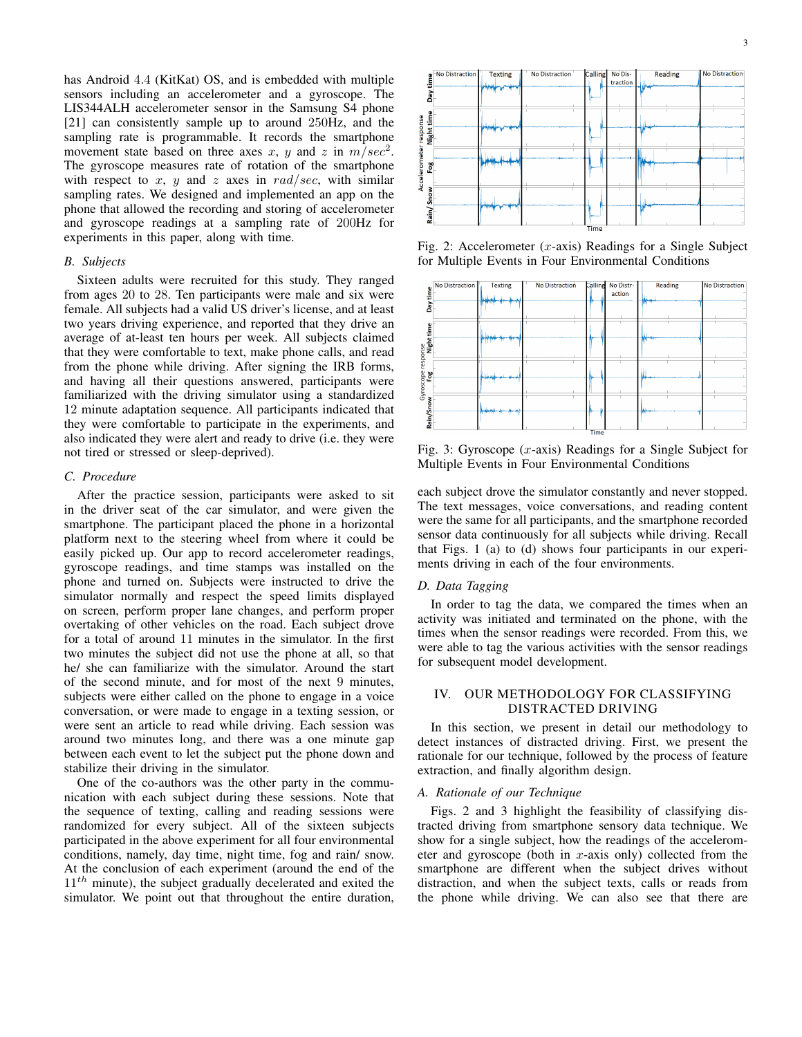has Android 4.4 (KitKat) OS, and is embedded with multiple sensors including an accelerometer and a gyroscope. The LIS344ALH accelerometer sensor in the Samsung S4 phone [21] can consistently sample up to around 250Hz, and the sampling rate is programmable. It records the smartphone movement state based on three axes $x$, $y$ and $z$ in $m/sec^2$. The gyroscope measures rate of rotation of the smartphone with respect to $x$, $y$ and $z$ axes in $rad/sec$, with similar sampling rates. We designed and implemented an app on the phone that allowed the recording and storing of accelerometer and gyroscope readings at a sampling rate of 200Hz for experiments in this paper, along with time.

### B. Subjects

Sixteen adults were recruited for this study. They ranged from ages 20 to 28. Ten participants were male and six were female. All subjects had a valid US driver's license, and at least two years driving experience, and reported that they drive an average of at-least ten hours per week. All subjects claimed that they were comfortable to text, make phone calls, and read from the phone while driving. After signing the IRB forms, and having all their questions answered, participants were familiarized with the driving simulator using a standardized 12 minute adaptation sequence. All participants indicated that they were comfortable to participate in the experiments, and also indicated they were alert and ready to drive (i.e. they were not tired or stressed or sleep-deprived).

### C. Procedure

After the practice session, participants were asked to sit in the driver seat of the car simulator, and were given the smartphone. The participant placed the phone in a horizontal platform next to the steering wheel from where it could be easily picked up. Our app to record accelerometer readings, gyroscope readings, and time stamps was installed on the phone and turned on. Subjects were instructed to drive the simulator normally and respect the speed limits displayed on screen, perform proper lane changes, and perform proper overtaking of other vehicles on the road. Each subject drove for a total of around 11 minutes in the simulator. In the first two minutes the subject did not use the phone at all, so that he/ she can familiarize with the simulator. Around the start of the second minute, and for most of the next 9 minutes, subjects were either called on the phone to engage in a voice conversation, or were made to engage in a texting session, or were sent an article to read while driving. Each session was around two minutes long, and there was a one minute gap between each event to let the subject put the phone down and stabilize their driving in the simulator.

One of the co-authors was the other party in the communication with each subject during these sessions. Note that the sequence of texting, calling and reading sessions were randomized for every subject. All of the sixteen subjects participated in the above experiment for all four environmental conditions, namely, day time, night time, fog and rain/ snow. At the conclusion of each experiment (around the end of the $11^{th}$ minute), the subject gradually decelerated and exited the simulator. We point out that throughout the entire duration, each subject drove the simulator constantly and never stopped. The text messages, voice conversations, and reading content were the same for all participants, and the smartphone recorded sensor data continuously for all subjects while driving. Recall that Figs. 1 (a) to (d) shows four participants in our experiments driving in each of the four environments.

No Distraction
Texting
No Distraction
Calling
No Distraction
Reading
No Distraction
Day time
Night time
Fog
Rain/ Snow
Accelerometer response
Time

Fig. 2: Accelerometer ($x$-axis) Readings for a Single Subject for Multiple Events in Four Environmental Conditions

No Distraction
Texting
No Distraction
Calling
No Distraction
Reading
No Distraction
Day time
Night time
Fog
Rain/Snow
Gyroscope response
Time

Fig. 3: Gyroscope ($x$-axis) Readings for a Single Subject for Multiple Events in Four Environmental Conditions

### D. Data Tagging

In order to tag the data, we compared the times when an activity was initiated and terminated on the phone, with the times when the sensor readings were recorded. From this, we were able to tag the various activities with the sensor readings for subsequent model development.

## IV. Our Methodology for Classifying Distracted Driving

In this section, we present in detail our methodology to detect instances of distracted driving. First, we present the rationale for our technique, followed by the process of feature extraction, and finally algorithm design.

### A. Rationale of our Technique

Figs. 2 and 3 highlight the feasibility of classifying distracted driving from smartphone sensory data technique. We show for a single subject, how the readings of the accelerometer and gyroscope (both in $x$-axis only) collected from the smartphone are different when the subject drives without distraction, and when the subject texts, calls or reads from the phone while driving. We can also see that there are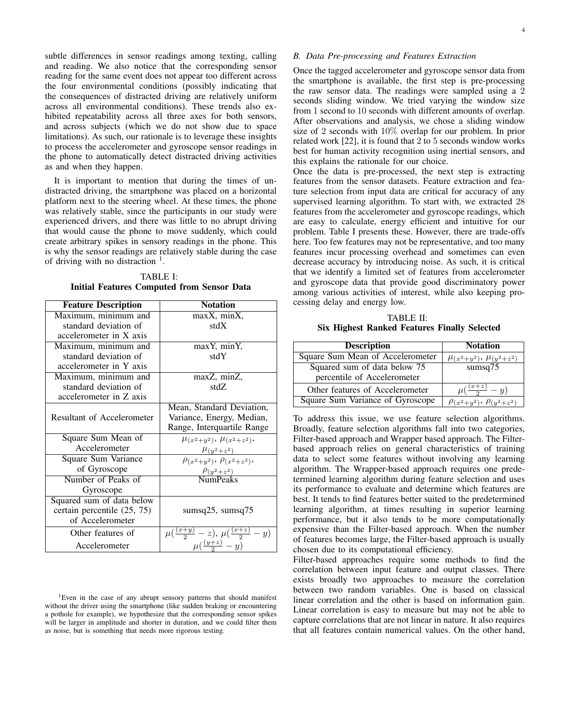subtle differences in sensor readings among texting, calling and reading. We also notice that the corresponding sensor reading for the same event does not appear too different across the four environmental conditions (possibly indicating that the consequences of distracted driving are relatively uniform across all environmental conditions). These trends also exhibited repeatability across all three axes for both sensors, and across subjects (which we do not show due to space limitations). As such, our rationale is to leverage these insights to process the accelerometer and gyroscope sensor readings in the phone to automatically detect distracted driving activities as and when they happen.

It is important to mention that during the times of undistracted driving, the smartphone was placed on a horizontal platform next to the steering wheel. At these times, the phone was relatively stable, since the participants in our study were experienced drivers, and there was little to no abrupt driving that would cause the phone to move suddenly, which could create arbitrary spikes in sensory readings in the phone. This is why the sensor readings are relatively stable during the case of driving with no distraction [1].

TABLE I:
**Initial Features Computed from Sensor Data**

| Feature Description | Notation |
|---|---|
| Maximum, minimum and standard deviation of accelerometer in X axis | maxX, minX, stdX |
| Maximum, minimum and standard deviation of accelerometer in Y axis | maxY, minY, stdY |
| Maximum, minimum and standard deviation of accelerometer in Z axis | maxZ, minZ, stdZ |
| Resultant of Accelerometer | Mean, Standard Deviation, Variance, Energy, Median, Range, Interquartile Range |
| Square Sum Mean of Accelerometer | $\mu_{(x^2+y^2)}$, $\mu_{(x^2+z^2)}$, $\mu_{(y^2+z^2)}$ |
| Square Sum Variance of Gyroscope | $\rho_{(x^2+y^2)}$, $\rho_{(x^2+z^2)}$, $\rho_{(y^2+z^2)}$ |
| Number of Peaks of Gyroscope | NumPeaks |
| Squared sum of data below certain percentile (25, 75) of Accelerometer | sumsq25, sumsq75 |
| Other features of Accelerometer | $\mu(\frac{(x+y)}{2} - z)$, $\mu(\frac{(x+z)}{2} - y)$, $\mu(\frac{(y+z)}{2} - y)$ |

[1]Even in the case of any abrupt sensory patterns that should manifest without the driver using the smartphone (like sudden braking or encountering a pothole for example), we hypothesize that the corresponding sensor spikes will be larger in amplitude and shorter in duration, and we could filter them as noise, but is something that needs more rigorous testing.

### B. Data Pre-processing and Features Extraction

Once the tagged accelerometer and gyroscope sensor data from the smartphone is available, the first step is pre-processing the raw sensor data. The readings were sampled using a 2 seconds sliding window. We tried varying the window size from 1 second to 10 seconds with different amounts of overlap. After observations and analysis, we chose a sliding window size of 2 seconds with 10% overlap for our problem. In prior related work [22], it is found that 2 to 5 seconds window works best for human activity recognition using inertial sensors, and this explains the rationale for our choice.

Once the data is pre-processed, the next step is extracting features from the sensor datasets. Feature extraction and feature selection from input data are critical for accuracy of any supervised learning algorithm. To start with, we extracted 28 features from the accelerometer and gyroscope readings, which are easy to calculate, energy efficient and intuitive for our problem. Table I presents these. However, there are trade-offs here. Too few features may not be representative, and too many features incur processing overhead and sometimes can even decrease accuracy by introducing noise. As such, it is critical that we identify a limited set of features from accelerometer and gyroscope data that provide good discriminatory power among various activities of interest, while also keeping processing delay and energy low.

TABLE II:
**Six Highest Ranked Features Finally Selected**

| Description | Notation |
|---|---|
| Square Sum Mean of Accelerometer | $\mu_{(x^2+y^2)}$, $\mu_{(y^2+z^2)}$ |
| Squared sum of data below 75 percentile of Accelerometer | sumsq75 |
| Other features of Accelerometer | $\mu(\frac{(x+z)}{2} - y)$ |
| Square Sum Variance of Gyroscope | $\rho_{(x^2+y^2)}$, $\rho_{(y^2+z^2)}$ |

To address this issue, we use feature selection algorithms. Broadly, feature selection algorithms fall into two categories, Filter-based approach and Wrapper based approach. The Filter-based approach relies on general characteristics of training data to select some features without involving any learning algorithm. The Wrapper-based approach requires one predetermined learning algorithm during feature selection and uses its performance to evaluate and determine which features are best. It tends to find features better suited to the predetermined learning algorithm, at times resulting in superior learning performance, but it also tends to be more computationally expensive than the Filter-based approach. When the number of features becomes large, the Filter-based approach is usually chosen due to its computational efficiency.

Filter-based approaches require some methods to find the correlation between input feature and output classes. There exists broadly two approaches to measure the correlation between two random variables. One is based on classical linear correlation and the other is based on information gain. Linear correlation is easy to measure but may not be able to capture correlations that are not linear in nature. It also requires that all features contain numerical values. On the other hand,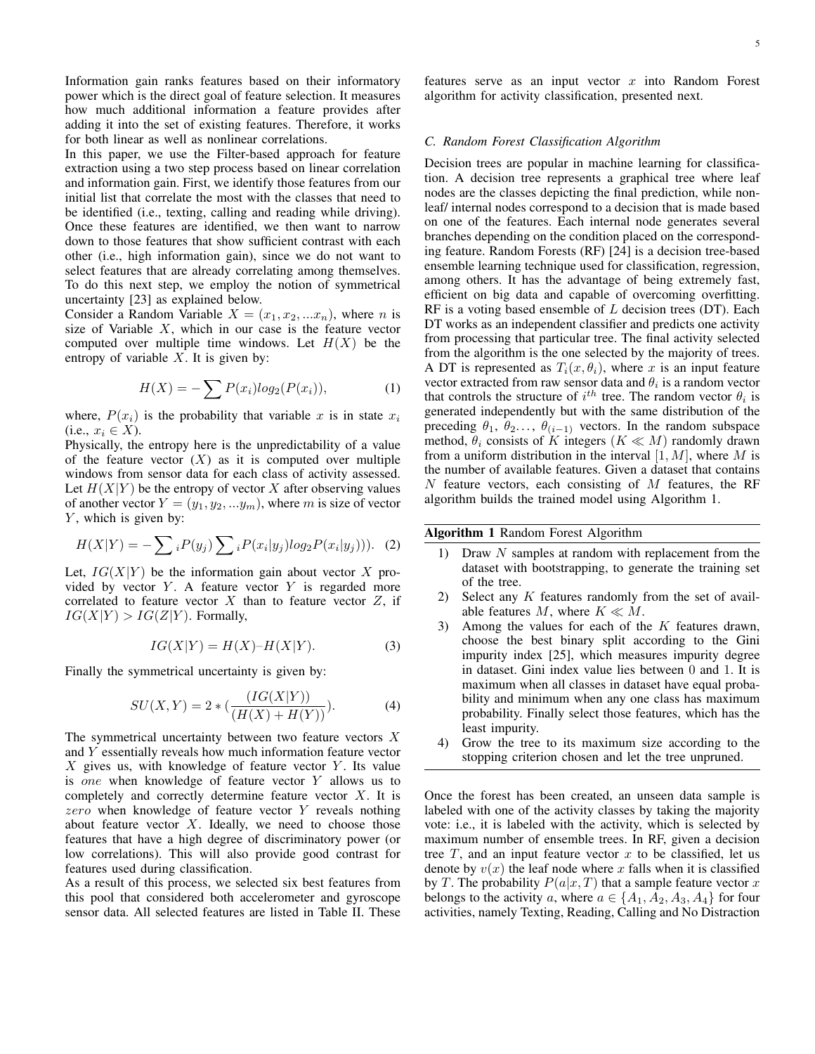Information gain ranks features based on their informatory power which is the direct goal of feature selection. It measures how much additional information a feature provides after adding it into the set of existing features. Therefore, it works for both linear as well as nonlinear correlations.

In this paper, we use the Filter-based approach for feature extraction using a two step process based on linear correlation and information gain. First, we identify those features from our initial list that correlate the most with the classes that need to be identified (i.e., texting, calling and reading while driving). Once these features are identified, we then want to narrow down to those features that show sufficient contrast with each other (i.e., high information gain), since we do not want to select features that are already correlating among themselves. To do this next step, we employ the notion of symmetrical uncertainty [23] as explained below.

Consider a Random Variable $X = (x_1, x_2, ...x_n)$, where $n$ is size of Variable $X$, which in our case is the feature vector computed over multiple time windows. Let $H(X)$ be the entropy of variable $X$. It is given by:

$$H(X) = -\sum P(x_i) log_2(P(x_i)), \tag{1}$$

where, $P(x_i)$ is the probability that variable $x$ is in state $x_i$ (i.e., $x_i \in X$).

Physically, the entropy here is the unpredictability of a value of the feature vector $(X)$ as it is computed over multiple windows from sensor data for each class of activity assessed. Let $H(X|Y)$ be the entropy of vector $X$ after observing values of another vector $Y = (y_1, y_2, ...y_m)$, where $m$ is size of vector $Y$, which is given by:

$$H(X|Y) = -\sum{}_i P(y_j) \sum{}_i P(x_i|y_j) log_2 P(x_i|y_j))). \tag{2}$$

Let, $IG(X|Y)$ be the information gain about vector $X$ provided by vector $Y$. A feature vector $Y$ is regarded more correlated to feature vector $X$ than to feature vector $Z$, if $IG(X|Y) > IG(Z|Y)$. Formally,

$$IG(X|Y) = H(X) – H(X|Y). \tag{3}$$

Finally the symmetrical uncertainty is given by:

$$SU(X, Y) = 2 * (\frac{(IG(X|Y))}{(H(X) + H(Y))}). \tag{4}$$

The symmetrical uncertainty between two feature vectors $X$ and $Y$ essentially reveals how much information feature vector $X$ gives us, with knowledge of feature vector $Y$. Its value is *one* when knowledge of feature vector $Y$ allows us to completely and correctly determine feature vector $X$. It is *zero* when knowledge of feature vector $Y$ reveals nothing about feature vector $X$. Ideally, we need to choose those features that have a high degree of discriminatory power (or low correlations). This will also provide good contrast for features used during classification.

As a result of this process, we selected six best features from this pool that considered both accelerometer and gyroscope sensor data. All selected features are listed in Table II. These features serve as an input vector $x$ into Random Forest algorithm for activity classification, presented next.

### *C. Random Forest Classification Algorithm*

Decision trees are popular in machine learning for classification. A decision tree represents a graphical tree where leaf nodes are the classes depicting the final prediction, while non-leaf/ internal nodes correspond to a decision that is made based on one of the features. Each internal node generates several branches depending on the condition placed on the corresponding feature. Random Forests (RF) [24] is a decision tree-based ensemble learning technique used for classification, regression, among others. It has the advantage of being extremely fast, efficient on big data and capable of overcoming overfitting. RF is a voting based ensemble of $L$ decision trees (DT). Each DT works as an independent classifier and predicts one activity from processing that particular tree. The final activity selected from the algorithm is the one selected by the majority of trees. A DT is represented as $T_i(x, \theta_i)$, where $x$ is an input feature vector extracted from raw sensor data and $\theta_i$ is a random vector that controls the structure of $i^{th}$ tree. The random vector $\theta_i$ is generated independently but with the same distribution of the preceding $\theta_1, \theta_2 \ldots, \theta_{(i-1)}$ vectors. In the random subspace method, $\theta_i$ consists of $K$ integers ($K \ll M$) randomly drawn from a uniform distribution in the interval $[1, M]$, where $M$ is the number of available features. Given a dataset that contains $N$ feature vectors, each consisting of $M$ features, the RF algorithm builds the trained model using Algorithm 1.

**Algorithm 1** Random Forest Algorithm

1) Draw $N$ samples at random with replacement from the dataset with bootstrapping, to generate the training set of the tree.
2) Select any $K$ features randomly from the set of available features $M$, where $K \ll M$.
3) Among the values for each of the $K$ features drawn, choose the best binary split according to the Gini impurity index [25], which measures impurity degree in dataset. Gini index value lies between 0 and 1. It is maximum when all classes in dataset have equal probability and minimum when any one class has maximum probability. Finally select those features, which has the least impurity.
4) Grow the tree to its maximum size according to the stopping criterion chosen and let the tree unpruned.

Once the forest has been created, an unseen data sample is labeled with one of the activity classes by taking the majority vote: i.e., it is labeled with the activity, which is selected by maximum number of ensemble trees. In RF, given a decision tree $T$, and an input feature vector $x$ to be classified, let us denote by $v(x)$ the leaf node where $x$ falls when it is classified by $T$. The probability $P(a|x, T)$ that a sample feature vector $x$ belongs to the activity $a$, where $a \in \{A_1, A_2, A_3, A_4\}$ for four activities, namely Texting, Reading, Calling and No Distraction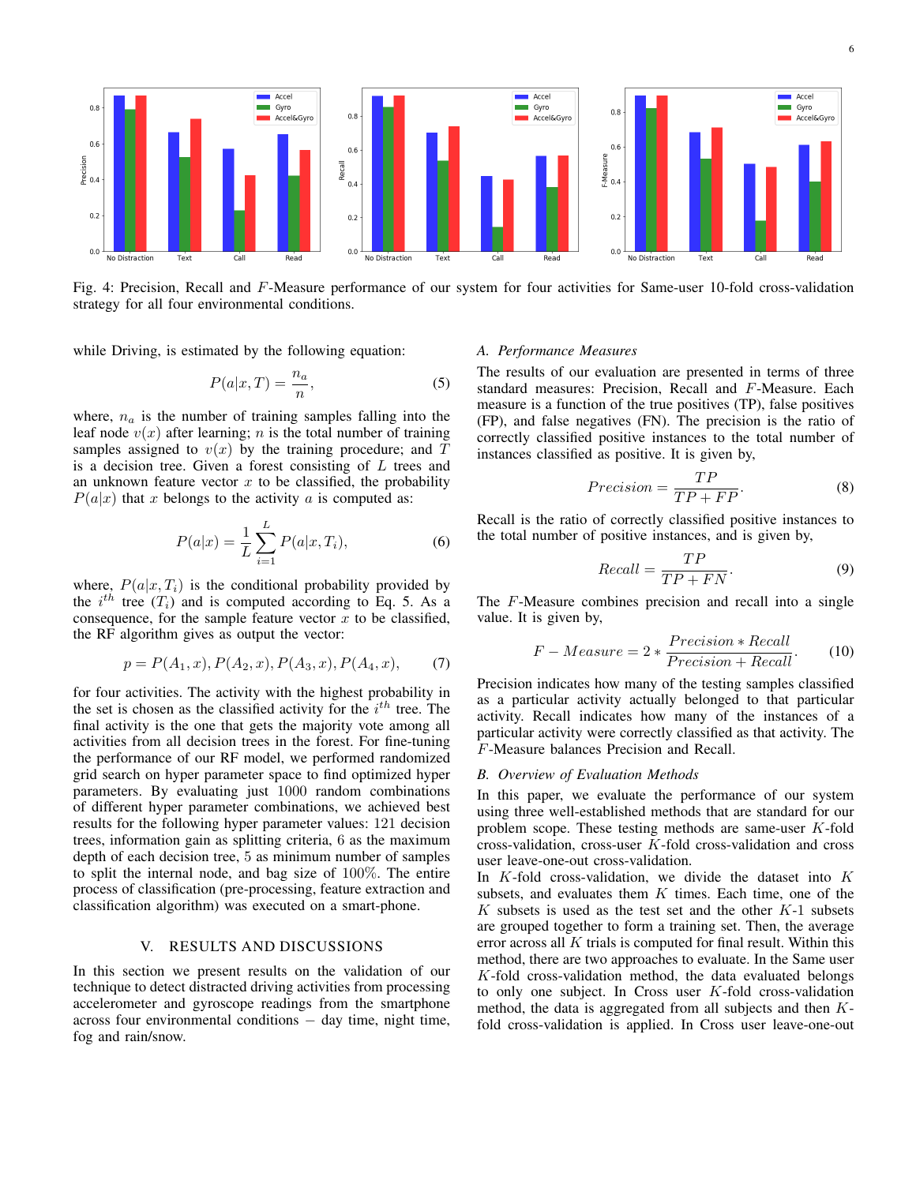Fig. 4: Precision, Recall and $F$-Measure performance of our system for four activities for Same-user 10-fold cross-validation strategy for all four environmental conditions.

while Driving, is estimated by the following equation:

$$P(a|x, T) = \frac{n_a}{n}, \tag{5}$$

where, $n_a$ is the number of training samples falling into the leaf node $v(x)$ after learning; $n$ is the total number of training samples assigned to $v(x)$ by the training procedure; and $T$ is a decision tree. Given a forest consisting of $L$ trees and an unknown feature vector $x$ to be classified, the probability $P(a|x)$ that $x$ belongs to the activity $a$ is computed as:

$$P(a|x) = \frac{1}{L}\sum_{i=1}^{L} P(a|x, T_i), \tag{6}$$

where, $P(a|x, T_i)$ is the conditional probability provided by the $i^{th}$ tree ($T_i$) and is computed according to Eq. 5. As a consequence, for the sample feature vector $x$ to be classified, the RF algorithm gives as output the vector:

$$p = P(A_1, x), P(A_2, x), P(A_3, x), P(A_4, x), \tag{7}$$

for four activities. The activity with the highest probability in the set is chosen as the classified activity for the $i^{th}$ tree. The final activity is the one that gets the majority vote among all activities from all decision trees in the forest. For fine-tuning the performance of our RF model, we performed randomized grid search on hyper parameter space to find optimized hyper parameters. By evaluating just 1000 random combinations of different hyper parameter combinations, we achieved best results for the following hyper parameter values: 121 decision trees, information gain as splitting criteria, 6 as the maximum depth of each decision tree, 5 as minimum number of samples to split the internal node, and bag size of 100%. The entire process of classification (pre-processing, feature extraction and classification algorithm) was executed on a smart-phone.

## V. Results and Discussions

In this section we present results on the validation of our technique to detect distracted driving activities from processing accelerometer and gyroscope readings from the smartphone across four environmental conditions – day time, night time, fog and rain/snow.

### A. Performance Measures

The results of our evaluation are presented in terms of three standard measures: Precision, Recall and $F$-Measure. Each measure is a function of the true positives (TP), false positives (FP), and false negatives (FN). The precision is the ratio of correctly classified positive instances to the total number of instances classified as positive. It is given by,

$$Precision = \frac{TP}{TP + FP}. \tag{8}$$

Recall is the ratio of correctly classified positive instances to the total number of positive instances, and is given by,

$$Recall = \frac{TP}{TP + FN}. \tag{9}$$

The $F$-Measure combines precision and recall into a single value. It is given by,

$$F - Measure = 2 * \frac{Precision * Recall}{Precision + Recall}. \tag{10}$$

Precision indicates how many of the testing samples classified as a particular activity actually belonged to that particular activity. Recall indicates how many of the instances of a particular activity were correctly classified as that activity. The $F$-Measure balances Precision and Recall.

### B. Overview of Evaluation Methods

In this paper, we evaluate the performance of our system using three well-established methods that are standard for our problem scope. These testing methods are same-user $K$-fold cross-validation, cross-user $K$-fold cross-validation and cross user leave-one-out cross-validation.

In $K$-fold cross-validation, we divide the dataset into $K$ subsets, and evaluates them $K$ times. Each time, one of the $K$ subsets is used as the test set and the other $K$-1 subsets are grouped together to form a training set. Then, the average error across all $K$ trials is computed for final result. Within this method, there are two approaches to evaluate. In the Same user $K$-fold cross-validation method, the data evaluated belongs to only one subject. In Cross user $K$-fold cross-validation method, the data is aggregated from all subjects and then $K$-fold cross-validation is applied. In Cross user leave-one-out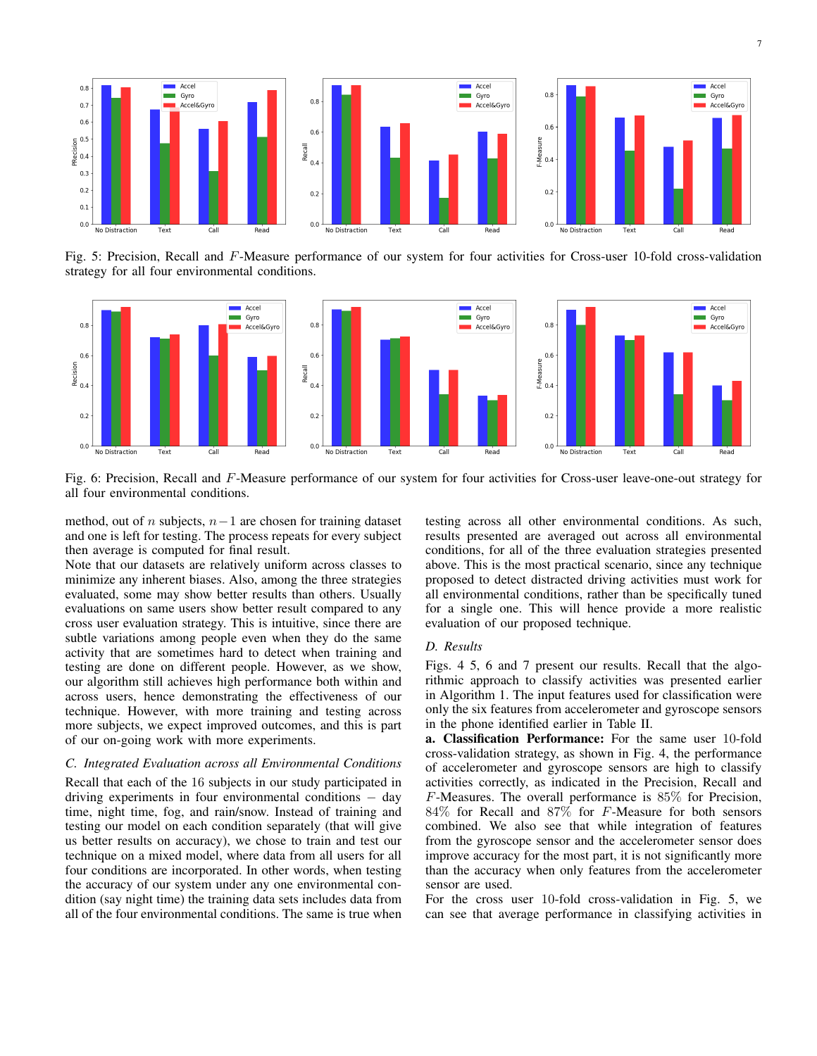Fig. 5: Precision, Recall and $F$-Measure performance of our system for four activities for Cross-user 10-fold cross-validation strategy for all four environmental conditions.

Fig. 6: Precision, Recall and $F$-Measure performance of our system for four activities for Cross-user leave-one-out strategy for all four environmental conditions.

method, out of $n$ subjects, $n-1$ are chosen for training dataset and one is left for testing. The process repeats for every subject then average is computed for final result.

Note that our datasets are relatively uniform across classes to minimize any inherent biases. Also, among the three strategies evaluated, some may show better results than others. Usually evaluations on same users show better result compared to any cross user evaluation strategy. This is intuitive, since there are subtle variations among people even when they do the same activity that are sometimes hard to detect when training and testing are done on different people. However, as we show, our algorithm still achieves high performance both within and across users, hence demonstrating the effectiveness of our technique. However, with more training and testing across more subjects, we expect improved outcomes, and this is part of our on-going work with more experiments.

### C. Integrated Evaluation across all Environmental Conditions

Recall that each of the 16 subjects in our study participated in driving experiments in four environmental conditions – day time, night time, fog, and rain/snow. Instead of training and testing our model on each condition separately (that will give us better results on accuracy), we chose to train and test our technique on a mixed model, where data from all users for all four conditions are incorporated. In other words, when testing the accuracy of our system under any one environmental condition (say night time) the training data sets includes data from all of the four environmental conditions. The same is true when testing across all other environmental conditions. As such, results presented are averaged out across all environmental conditions, for all of the three evaluation strategies presented above. This is the most practical scenario, since any technique proposed to detect distracted driving activities must work for all environmental conditions, rather than be specifically tuned for a single one. This will hence provide a more realistic evaluation of our proposed technique.

### D. Results

Figs. 4 5, 6 and 7 present our results. Recall that the algorithmic approach to classify activities was presented earlier in Algorithm 1. The input features used for classification were only the six features from accelerometer and gyroscope sensors in the phone identified earlier in Table II.

**a. Classification Performance:** For the same user 10-fold cross-validation strategy, as shown in Fig. 4, the performance of accelerometer and gyroscope sensors are high to classify activities correctly, as indicated in the Precision, Recall and $F$-Measures. The overall performance is 85% for Precision, 84% for Recall and 87% for $F$-Measure for both sensors combined. We also see that while integration of features from the gyroscope sensor and the accelerometer sensor does improve accuracy for the most part, it is not significantly more than the accuracy when only features from the accelerometer sensor are used.

For the cross user 10-fold cross-validation in Fig. 5, we can see that average performance in classifying activities in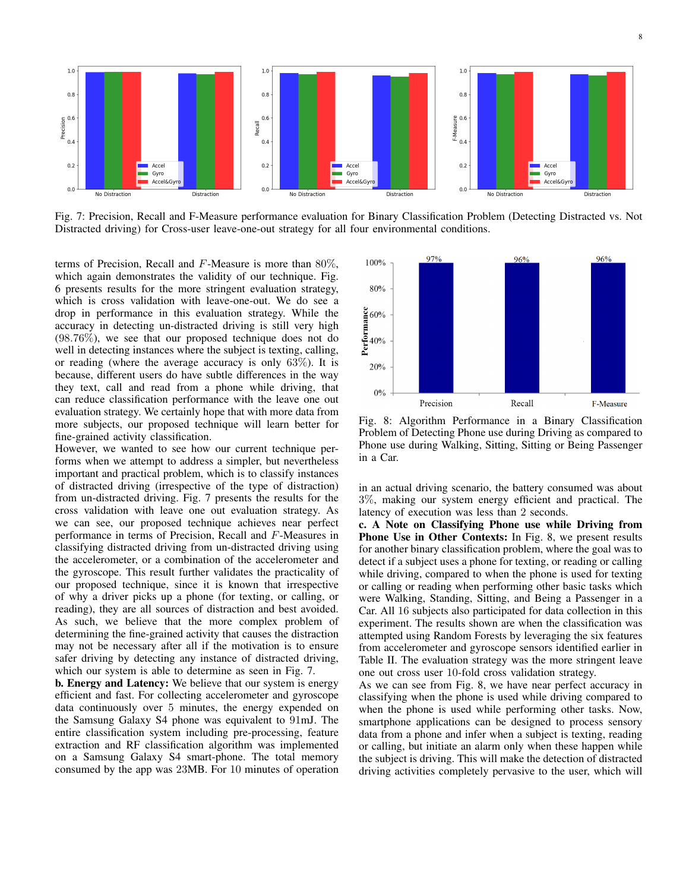Fig. 7: Precision, Recall and F-Measure performance evaluation for Binary Classification Problem (Detecting Distracted vs. Not Distracted driving) for Cross-user leave-one-out strategy for all four environmental conditions.

terms of Precision, Recall and $F$-Measure is more than $80\%$, which again demonstrates the validity of our technique. Fig. 6 presents results for the more stringent evaluation strategy, which is cross validation with leave-one-out. We do see a drop in performance in this evaluation strategy. While the accuracy in detecting un-distracted driving is still very high ($98.76\%$), we see that our proposed technique does not do well in detecting instances where the subject is texting, calling, or reading (where the average accuracy is only $63\%$). It is because, different users do have subtle differences in the way they text, call and read from a phone while driving, that can reduce classification performance with the leave one out evaluation strategy. We certainly hope that with more data from more subjects, our proposed technique will learn better for fine-grained activity classification.

However, we wanted to see how our current technique performs when we attempt to address a simpler, but nevertheless important and practical problem, which is to classify instances of distracted driving (irrespective of the type of distraction) from un-distracted driving. Fig. 7 presents the results for the cross validation with leave one out evaluation strategy. As we can see, our proposed technique achieves near perfect performance in terms of Precision, Recall and $F$-Measures in classifying distracted driving from un-distracted driving using the accelerometer, or a combination of the accelerometer and the gyroscope. This result further validates the practicality of our proposed technique, since it is known that irrespective of why a driver picks up a phone (for texting, or calling, or reading), they are all sources of distraction and best avoided. As such, we believe that the more complex problem of determining the fine-grained activity that causes the distraction may not be necessary after all if the motivation is to ensure safer driving by detecting any instance of distracted driving, which our system is able to determine as seen in Fig. 7.

**b. Energy and Latency:** We believe that our system is energy efficient and fast. For collecting accelerometer and gyroscope data continuously over $5$ minutes, the energy expended on the Samsung Galaxy S4 phone was equivalent to $91$mJ. The entire classification system including pre-processing, feature extraction and RF classification algorithm was implemented on a Samsung Galaxy S4 smart-phone. The total memory consumed by the app was 23MB. For $10$ minutes of operation in an actual driving scenario, the battery consumed was about $3\%$, making our system energy efficient and practical. The latency of execution was less than $2$ seconds.

Fig. 8: Algorithm Performance in a Binary Classification Problem of Detecting Phone use during Driving as compared to Phone use during Walking, Sitting, Sitting or Being Passenger in a Car.

**c. A Note on Classifying Phone use while Driving from Phone Use in Other Contexts:** In Fig. 8, we present results for another binary classification problem, where the goal was to detect if a subject uses a phone for texting, or reading or calling while driving, compared to when the phone is used for texting or calling or reading when performing other basic tasks which were Walking, Standing, Sitting, and Being a Passenger in a Car. All 16 subjects also participated for data collection in this experiment. The results shown are when the classification was attempted using Random Forests by leveraging the six features from accelerometer and gyroscope sensors identified earlier in Table II. The evaluation strategy was the more stringent leave one out cross user 10-fold cross validation strategy.

As we can see from Fig. 8, we have near perfect accuracy in classifying when the phone is used while driving compared to when the phone is used while performing other tasks. Now, smartphone applications can be designed to process sensory data from a phone and infer when a subject is texting, reading or calling, but initiate an alarm only when these happen while the subject is driving. This will make the detection of distracted driving activities completely pervasive to the user, which will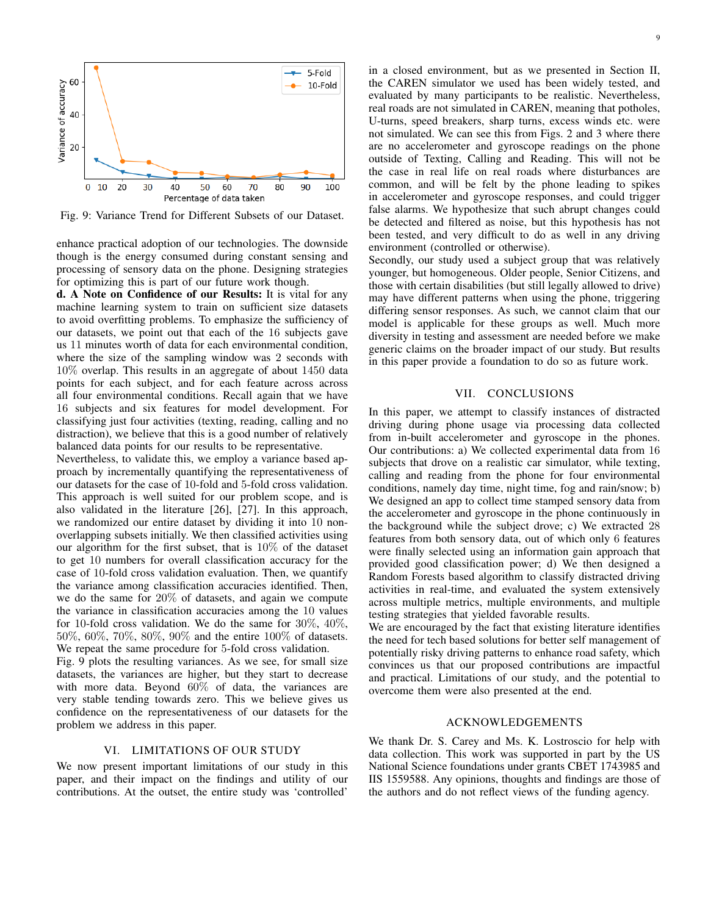Variance of accuracy

60

40

20

0 10 20 30 40 50 60 70 80 90 100

Percentage of data taken

5-Fold

10-Fold

Fig. 9: Variance Trend for Different Subsets of our Dataset.

enhance practical adoption of our technologies. The downside though is the energy consumed during constant sensing and processing of sensory data on the phone. Designing strategies for optimizing this is part of our future work though.

**d. A Note on Confidence of our Results:** It is vital for any machine learning system to train on sufficient size datasets to avoid overfitting problems. To emphasize the sufficiency of our datasets, we point out that each of the 16 subjects gave us 11 minutes worth of data for each environmental condition, where the size of the sampling window was 2 seconds with 10% overlap. This results in an aggregate of about 1450 data points for each subject, and for each feature across across all four environmental conditions. Recall again that we have 16 subjects and six features for model development. For classifying just four activities (texting, reading, calling and no distraction), we believe that this is a good number of relatively balanced data points for our results to be representative.

Nevertheless, to validate this, we employ a variance based approach by incrementally quantifying the representativeness of our datasets for the case of 10-fold and 5-fold cross validation. This approach is well suited for our problem scope, and is also validated in the literature [26], [27]. In this approach, we randomized our entire dataset by dividing it into 10 non-overlapping subsets initially. We then classified activities using our algorithm for the first subset, that is 10% of the dataset to get 10 numbers for overall classification accuracy for the case of 10-fold cross validation evaluation. Then, we quantify the variance among classification accuracies identified. Then, we do the same for 20% of datasets, and again we compute the variance in classification accuracies among the 10 values for 10-fold cross validation. We do the same for 30%, 40%, 50%, 60%, 70%, 80%, 90% and the entire 100% of datasets. We repeat the same procedure for 5-fold cross validation.

Fig. 9 plots the resulting variances. As we see, for small size datasets, the variances are higher, but they start to decrease with more data. Beyond 60% of data, the variances are very stable tending towards zero. This we believe gives us confidence on the representativeness of our datasets for the problem we address in this paper.

## VI. LIMITATIONS OF OUR STUDY

We now present important limitations of our study in this paper, and their impact on the findings and utility of our contributions. At the outset, the entire study was 'controlled' in a closed environment, but as we presented in Section II, the CAREN simulator we used has been widely tested, and evaluated by many participants to be realistic. Nevertheless, real roads are not simulated in CAREN, meaning that potholes, U-turns, speed breakers, sharp turns, excess winds etc. were not simulated. We can see this from Figs. 2 and 3 where there are no accelerometer and gyroscope readings on the phone outside of Texting, Calling and Reading. This will not be the case in real life on real roads where disturbances are common, and will be felt by the phone leading to spikes in accelerometer and gyroscope responses, and could trigger false alarms. We hypothesize that such abrupt changes could be detected and filtered as noise, but this hypothesis has not been tested, and very difficult to do as well in any driving environment (controlled or otherwise).

Secondly, our study used a subject group that was relatively younger, but homogeneous. Older people, Senior Citizens, and those with certain disabilities (but still legally allowed to drive) may have different patterns when using the phone, triggering differing sensor responses. As such, we cannot claim that our model is applicable for these groups as well. Much more diversity in testing and assessment are needed before we make generic claims on the broader impact of our study. But results in this paper provide a foundation to do so as future work.

## VII. CONCLUSIONS

In this paper, we attempt to classify instances of distracted driving during phone usage via processing data collected from in-built accelerometer and gyroscope in the phones. Our contributions: a) We collected experimental data from 16 subjects that drove on a realistic car simulator, while texting, calling and reading from the phone for four environmental conditions, namely day time, night time, fog and rain/snow; b) We designed an app to collect time stamped sensory data from the accelerometer and gyroscope in the phone continuously in the background while the subject drove; c) We extracted 28 features from both sensory data, out of which only 6 features were finally selected using an information gain approach that provided good classification power; d) We then designed a Random Forests based algorithm to classify distracted driving activities in real-time, and evaluated the system extensively across multiple metrics, multiple environments, and multiple testing strategies that yielded favorable results.

We are encouraged by the fact that existing literature identifies the need for tech based solutions for better self management of potentially risky driving patterns to enhance road safety, which convinces us that our proposed contributions are impactful and practical. Limitations of our study, and the potential to overcome them were also presented at the end.

## ACKNOWLEDGEMENTS

We thank Dr. S. Carey and Ms. K. Lostroscio for help with data collection. This work was supported in part by the US National Science foundations under grants CBET 1743985 and IIS 1559588. Any opinions, thoughts and findings are those of the authors and do not reflect views of the funding agency.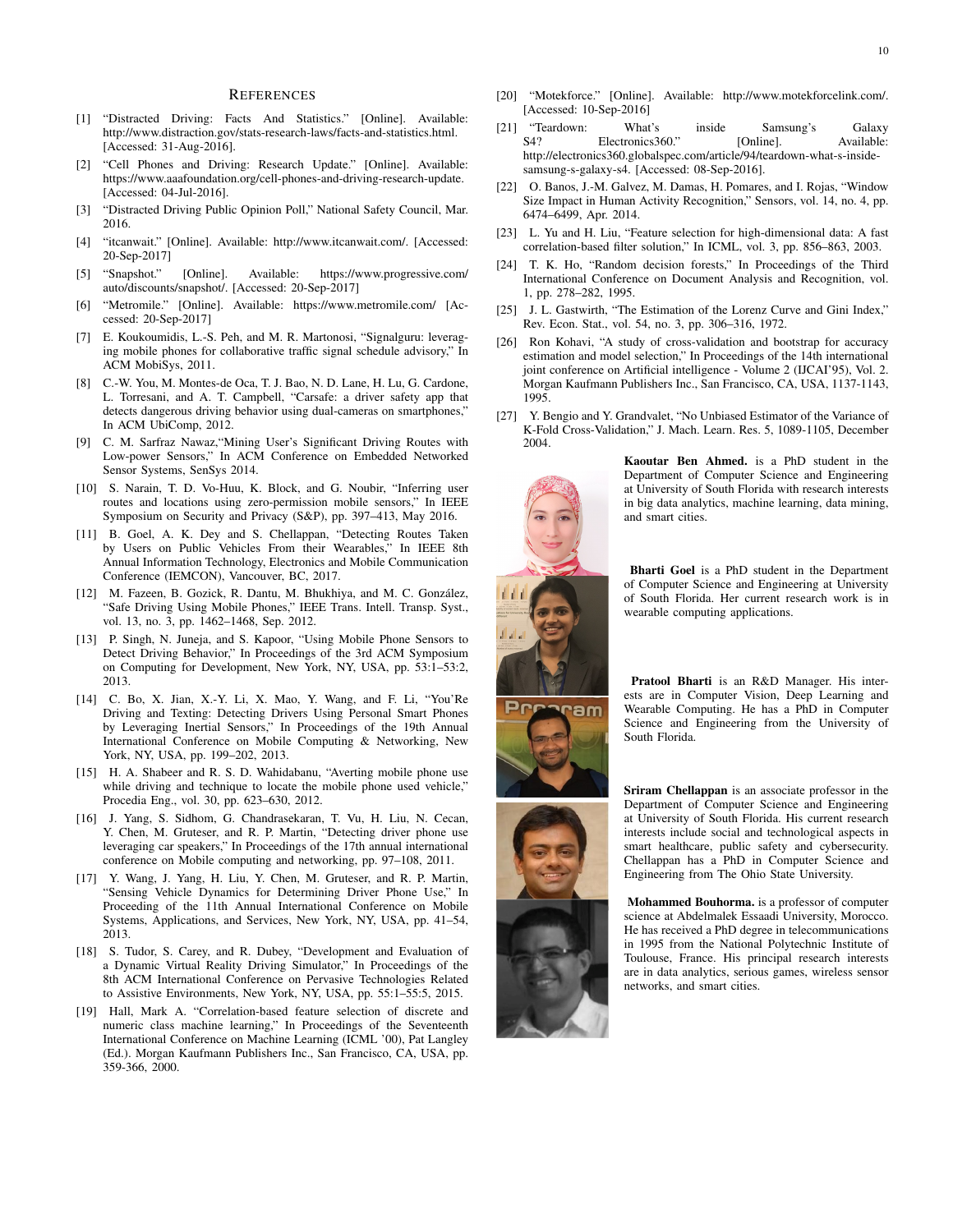## REFERENCES

[1] "Distracted Driving: Facts And Statistics." [Online]. Available: http://www.distraction.gov/stats-research-laws/facts-and-statistics.html. [Accessed: 31-Aug-2016].

[2] "Cell Phones and Driving: Research Update." [Online]. Available: https://www.aaafoundation.org/cell-phones-and-driving-research-update. [Accessed: 04-Jul-2016].

[3] "Distracted Driving Public Opinion Poll," National Safety Council, Mar. 2016.

[4] "itcanwait." [Online]. Available: http://www.itcanwait.com/. [Accessed: 20-Sep-2017]

[5] "Snapshot." [Online]. Available: https://www.progressive.com/auto/discounts/snapshot/. [Accessed: 20-Sep-2017]

[6] "Metromile." [Online]. Available: https://www.metromile.com/ [Accessed: 20-Sep-2017]

[7] E. Koukoumidis, L.-S. Peh, and M. R. Martonosi, "Signalguru: leveraging mobile phones for collaborative traffic signal schedule advisory," In ACM MobiSys, 2011.

[8] C.-W. You, M. Montes-de Oca, T. J. Bao, N. D. Lane, H. Lu, G. Cardone, L. Torresani, and A. T. Campbell, "Carsafe: a driver safety app that detects dangerous driving behavior using dual-cameras on smartphones," In ACM UbiComp, 2012.

[9] C. M. Sarfraz Nawaz,"Mining User's Significant Driving Routes with Low-power Sensors," In ACM Conference on Embedded Networked Sensor Systems, SenSys 2014.

[10] S. Narain, T. D. Vo-Huu, K. Block, and G. Noubir, "Inferring user routes and locations using zero-permission mobile sensors," In IEEE Symposium on Security and Privacy (S&P), pp. 397–413, May 2016.

[11] B. Goel, A. K. Dey and S. Chellappan, "Detecting Routes Taken by Users on Public Vehicles From their Wearables," In IEEE 8th Annual Information Technology, Electronics and Mobile Communication Conference (IEMCON), Vancouver, BC, 2017.

[12] M. Fazeen, B. Gozick, R. Dantu, M. Bhukhiya, and M. C. González, "Safe Driving Using Mobile Phones," IEEE Trans. Intell. Transp. Syst., vol. 13, no. 3, pp. 1462–1468, Sep. 2012.

[13] P. Singh, N. Juneja, and S. Kapoor, "Using Mobile Phone Sensors to Detect Driving Behavior," In Proceedings of the 3rd ACM Symposium on Computing for Development, New York, NY, USA, pp. 53:1–53:2, 2013.

[14] C. Bo, X. Jian, X.-Y. Li, X. Mao, Y. Wang, and F. Li, "You're Driving and Texting: Detecting Drivers Using Personal Smart Phones by Leveraging Inertial Sensors," In Proceedings of the 19th Annual International Conference on Mobile Computing & Networking, New York, NY, USA, pp. 199–202, 2013.

[15] H. A. Shabeer and R. S. D. Wahidabanu, "Averting mobile phone use while driving and technique to locate the mobile phone used vehicle," Procedia Eng., vol. 30, pp. 623–630, 2012.

[16] J. Yang, S. Sidhom, G. Chandrasekaran, T. Vu, H. Liu, N. Cecan, Y. Chen, M. Gruteser, and R. P. Martin, "Detecting driver phone use leveraging car speakers," In Proceedings of the 17th annual international conference on Mobile computing and networking, pp. 97–108, 2011.

[17] Y. Wang, J. Yang, H. Liu, Y. Chen, M. Gruteser, and R. P. Martin, "Sensing Vehicle Dynamics for Determining Driver Phone Use," In Proceeding of the 11th Annual International Conference on Mobile Systems, Applications, and Services, New York, NY, USA, pp. 41–54, 2013.

[18] S. Tudor, S. Carey, and R. Dubey, "Development and Evaluation of a Dynamic Virtual Reality Driving Simulator," In Proceedings of the 8th ACM International Conference on Pervasive Technologies Related to Assistive Environments, New York, NY, USA, pp. 55:1–55:5, 2015.

[19] Hall, Mark A. "Correlation-based feature selection of discrete and numeric class machine learning," In Proceedings of the Seventeenth International Conference on Machine Learning (ICML '00), Pat Langley (Ed.). Morgan Kaufmann Publishers Inc., San Francisco, CA, USA, pp. 359-366, 2000.

[20] "Motekforce." [Online]. Available: http://www.motekforcelink.com/. [Accessed: 10-Sep-2016]

[21] "Teardown: What's inside Samsung's Galaxy S4? Electronics360." [Online]. Available: http://electronics360.globalspec.com/article/94/teardown-what-s-inside-samsung-s-galaxy-s4. [Accessed: 08-Sep-2016].

[22] O. Banos, J.-M. Galvez, M. Damas, H. Pomares, and I. Rojas, "Window Size Impact in Human Activity Recognition," Sensors, vol. 14, no. 4, pp. 6474–6499, Apr. 2014.

[23] L. Yu and H. Liu, "Feature selection for high-dimensional data: A fast correlation-based filter solution," In ICML, vol. 3, pp. 856–863, 2003.

[24] T. K. Ho, "Random decision forests," In Proceedings of the Third International Conference on Document Analysis and Recognition, vol. 1, pp. 278–282, 1995.

[25] J. L. Gastwirth, "The Estimation of the Lorenz Curve and Gini Index," Rev. Econ. Stat., vol. 54, no. 3, pp. 306–316, 1972.

[26] Ron Kohavi, "A study of cross-validation and bootstrap for accuracy estimation and model selection," In Proceedings of the 14th international joint conference on Artificial intelligence - Volume 2 (IJCAI'95), Vol. 2. Morgan Kaufmann Publishers Inc., San Francisco, CA, USA, 1137-1143, 1995.

[27] Y. Bengio and Y. Grandvalet, "No Unbiased Estimator of the Variance of K-Fold Cross-Validation," J. Mach. Learn. Res. 5, 1089-1105, December 2004.

**Kaoutar Ben Ahmed.** is a PhD student in the Department of Computer Science and Engineering at University of South Florida with research interests in big data analytics, machine learning, data mining, and smart cities.

**Bharti Goel** is a PhD student in the Department of Computer Science and Engineering at University of South Florida. Her current research work is in wearable computing applications.

**Pratool Bharti** is an R&D Manager. His interests are in Computer Vision, Deep Learning and Wearable Computing. He has a PhD in Computer Science and Engineering from the University of South Florida.

**Sriram Chellappan** is an associate professor in the Department of Computer Science and Engineering at University of South Florida. His current research interests include social and technological aspects in smart healthcare, public safety and cybersecurity. Chellappan has a PhD in Computer Science and Engineering from The Ohio State University.

**Mohammed Bouhorma.** is a professor of computer science at Abdelmalek Essaadi University, Morocco. He has received a PhD degree in telecommunications in 1995 from the National Polytechnic Institute of Toulouse, France. His principal research interests are in data analytics, serious games, wireless sensor networks, and smart cities.